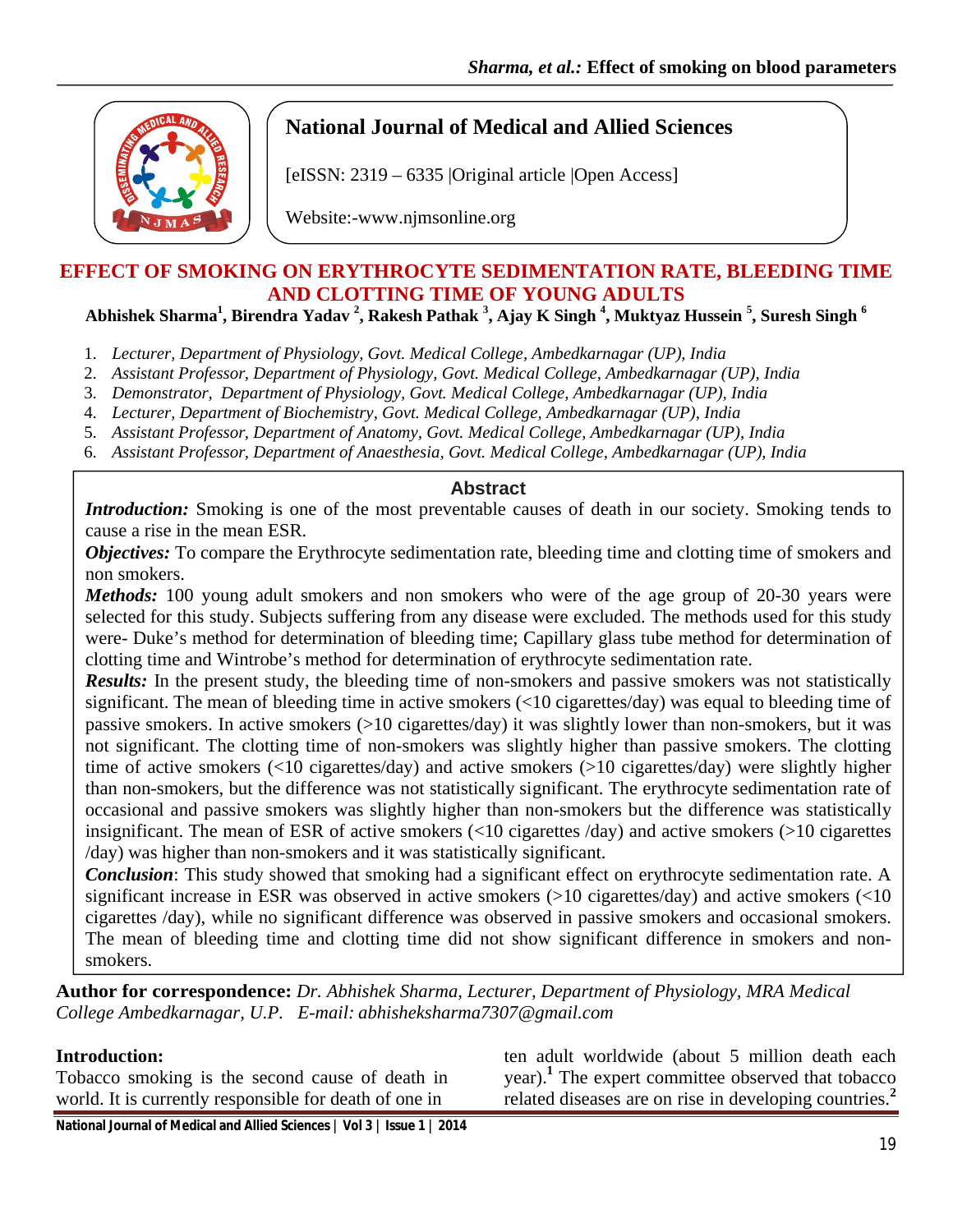# National Journal of Medical and Allied Sciences

[eISSN: 2319 – 6335 |Original article |Open Access]

Website:-www.njmsonline.org

## EFFECT OF SMOKING ON ERYTHROCYTE SEDIMENTATION RATE, BLEEDING TIME AND CLOTTING TIME OF YOUNG ADULTS

**Abhishek Sharma[1], Birendra Yadav [2], Rakesh Pathak [3], Ajay K Singh [4], Muktyaz Hussein [5], Suresh Singh [6]**

1. *Lecturer, Department of Physiology, Govt. Medical College, Ambedkarnagar (UP), India*
2. *Assistant Professor, Department of Physiology, Govt. Medical College, Ambedkarnagar (UP), India*
3. *Demonstrator, Department of Physiology, Govt. Medical College, Ambedkarnagar (UP), India*
4. *Lecturer, Department of Biochemistry, Govt. Medical College, Ambedkarnagar (UP), India*
5. *Assistant Professor, Department of Anatomy, Govt. Medical College, Ambedkarnagar (UP), India*
6. *Assistant Professor, Department of Anaesthesia, Govt. Medical College, Ambedkarnagar (UP), India*

### Abstract

***Introduction:*** Smoking is one of the most preventable causes of death in our society. Smoking tends to cause a rise in the mean ESR.

***Objectives:*** To compare the Erythrocyte sedimentation rate, bleeding time and clotting time of smokers and non smokers.

***Methods:*** 100 young adult smokers and non smokers who were of the age group of 20-30 years were selected for this study. Subjects suffering from any disease were excluded. The methods used for this study were- Duke's method for determination of bleeding time; Capillary glass tube method for determination of clotting time and Wintrobe's method for determination of erythrocyte sedimentation rate.

***Results:*** In the present study, the bleeding time of non-smokers and passive smokers was not statistically significant. The mean of bleeding time in active smokers (<10 cigarettes/day) was equal to bleeding time of passive smokers. In active smokers (>10 cigarettes/day) it was slightly lower than non-smokers, but it was not significant. The clotting time of non-smokers was slightly higher than passive smokers. The clotting time of active smokers (<10 cigarettes/day) and active smokers (>10 cigarettes/day) were slightly higher than non-smokers, but the difference was not statistically significant. The erythrocyte sedimentation rate of occasional and passive smokers was slightly higher than non-smokers but the difference was statistically insignificant. The mean of ESR of active smokers (<10 cigarettes /day) and active smokers (>10 cigarettes /day) was higher than non-smokers and it was statistically significant.

***Conclusion***: This study showed that smoking had a significant effect on erythrocyte sedimentation rate. A significant increase in ESR was observed in active smokers (>10 cigarettes/day) and active smokers (<10 cigarettes /day), while no significant difference was observed in passive smokers and occasional smokers. The mean of bleeding time and clotting time did not show significant difference in smokers and non-smokers.

**Author for correspondence:** *Dr. Abhishek Sharma, Lecturer, Department of Physiology, MRA Medical College Ambedkarnagar, U.P. E-mail: abhisheksharma7307@gmail.com*

### Introduction:

Tobacco smoking is the second cause of death in world. It is currently responsible for death of one in ten adult worldwide (about 5 million death each year).[1] The expert committee observed that tobacco related diseases are on rise in developing countries.[2]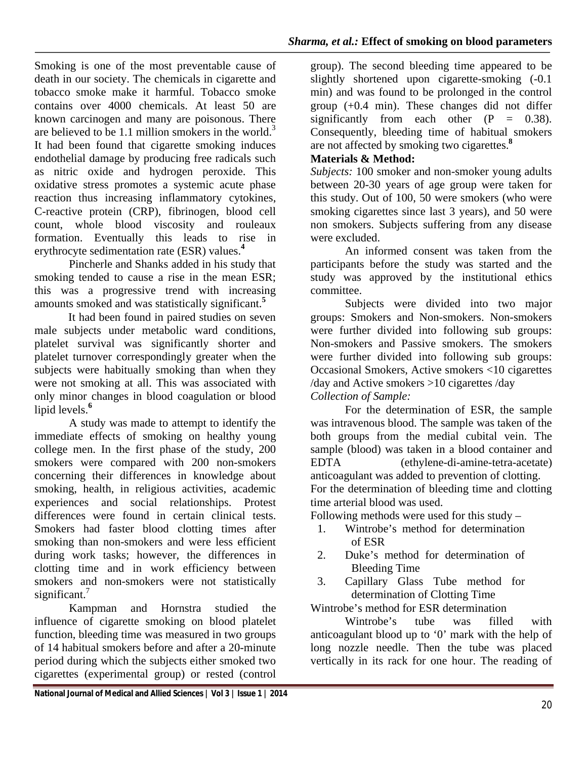Smoking is one of the most preventable cause of death in our society. The chemicals in cigarette and tobacco smoke make it harmful. Tobacco smoke contains over 4000 chemicals. At least 50 are known carcinogen and many are poisonous. There are believed to be 1.1 million smokers in the world.[3] It had been found that cigarette smoking induces endothelial damage by producing free radicals such as nitric oxide and hydrogen peroxide. This oxidative stress promotes a systemic acute phase reaction thus increasing inflammatory cytokines, C-reactive protein (CRP), fibrinogen, blood cell count, whole blood viscosity and rouleaux formation. Eventually this leads to rise in erythrocyte sedimentation rate (ESR) values.[4]

Pincherle and Shanks added in his study that smoking tended to cause a rise in the mean ESR; this was a progressive trend with increasing amounts smoked and was statistically significant.[5]

It had been found in paired studies on seven male subjects under metabolic ward conditions, platelet survival was significantly shorter and platelet turnover correspondingly greater when the subjects were habitually smoking than when they were not smoking at all. This was associated with only minor changes in blood coagulation or blood lipid levels.[6]

A study was made to attempt to identify the immediate effects of smoking on healthy young college men. In the first phase of the study, 200 smokers were compared with 200 non-smokers concerning their differences in knowledge about smoking, health, in religious activities, academic experiences and social relationships. Protest differences were found in certain clinical tests. Smokers had faster blood clotting times after smoking than non-smokers and were less efficient during work tasks; however, the differences in clotting time and in work efficiency between smokers and non-smokers were not statistically significant.[7]

Kampman and Hornstra studied the influence of cigarette smoking on blood platelet function, bleeding time was measured in two groups of 14 habitual smokers before and after a 20-minute period during which the subjects either smoked two cigarettes (experimental group) or rested (control group). The second bleeding time appeared to be slightly shortened upon cigarette-smoking (-0.1 min) and was found to be prolonged in the control group (+0.4 min). These changes did not differ significantly from each other ($P = 0.38$). Consequently, bleeding time of habitual smokers are not affected by smoking two cigarettes.[8]

**Materials & Method:**

*Subjects:* 100 smoker and non-smoker young adults between 20-30 years of age group were taken for this study. Out of 100, 50 were smokers (who were smoking cigarettes since last 3 years), and 50 were non smokers. Subjects suffering from any disease were excluded.

An informed consent was taken from the participants before the study was started and the study was approved by the institutional ethics committee.

Subjects were divided into two major groups: Smokers and Non-smokers. Non-smokers were further divided into following sub groups: Non-smokers and Passive smokers. The smokers were further divided into following sub groups: Occasional Smokers, Active smokers <10 cigarettes /day and Active smokers >10 cigarettes /day

*Collection of Sample:*

For the determination of ESR, the sample was intravenous blood. The sample was taken of the both groups from the medial cubital vein. The sample (blood) was taken in a blood container and EDTA (ethylene-di-amine-tetra-acetate) anticoagulant was added to prevention of clotting.

For the determination of bleeding time and clotting time arterial blood was used.

Following methods were used for this study –

1. Wintrobe's method for determination of ESR
2. Duke's method for determination of Bleeding Time
3. Capillary Glass Tube method for determination of Clotting Time

Wintrobe's method for ESR determination

Wintrobe's tube was filled with anticoagulant blood up to '0' mark with the help of long nozzle needle. Then the tube was placed vertically in its rack for one hour. The reading of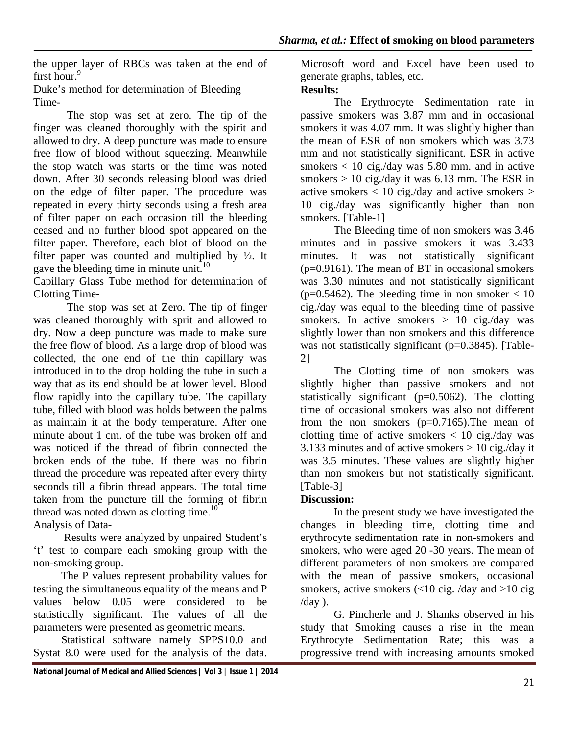the upper layer of RBCs was taken at the end of first hour.[9]

Duke's method for determination of Bleeding Time-

The stop was set at zero. The tip of the finger was cleaned thoroughly with the spirit and allowed to dry. A deep puncture was made to ensure free flow of blood without squeezing. Meanwhile the stop watch was starts or the time was noted down. After 30 seconds releasing blood was dried on the edge of filter paper. The procedure was repeated in every thirty seconds using a fresh area of filter paper on each occasion till the bleeding ceased and no further blood spot appeared on the filter paper. Therefore, each blot of blood on the filter paper was counted and multiplied by ½. It gave the bleeding time in minute unit.[10]

Capillary Glass Tube method for determination of Clotting Time-

The stop was set at Zero. The tip of finger was cleaned thoroughly with sprit and allowed to dry. Now a deep puncture was made to make sure the free flow of blood. As a large drop of blood was collected, the one end of the thin capillary was introduced in to the drop holding the tube in such a way that as its end should be at lower level. Blood flow rapidly into the capillary tube. The capillary tube, filled with blood was holds between the palms as maintain it at the body temperature. After one minute about 1 cm. of the tube was broken off and was noticed if the thread of fibrin connected the broken ends of the tube. If there was no fibrin thread the procedure was repeated after every thirty seconds till a fibrin thread appears. The total time taken from the puncture till the forming of fibrin thread was noted down as clotting time.[10]

Analysis of Data-

Results were analyzed by unpaired Student's 't' test to compare each smoking group with the non-smoking group.

The P values represent probability values for testing the simultaneous equality of the means and P values below 0.05 were considered to be statistically significant. The values of all the parameters were presented as geometric means.

Statistical software namely SPPS10.0 and Systat 8.0 were used for the analysis of the data. Microsoft word and Excel have been used to generate graphs, tables, etc.

**Results:**

The Erythrocyte Sedimentation rate in passive smokers was 3.87 mm and in occasional smokers it was 4.07 mm. It was slightly higher than the mean of ESR of non smokers which was 3.73 mm and not statistically significant. ESR in active smokers < 10 cig./day was 5.80 mm. and in active smokers > 10 cig./day it was 6.13 mm. The ESR in active smokers < 10 cig./day and active smokers > 10 cig./day was significantly higher than non smokers. [Table-1]

The Bleeding time of non smokers was 3.46 minutes and in passive smokers it was 3.433 minutes. It was not statistically significant (p=0.9161). The mean of BT in occasional smokers was 3.30 minutes and not statistically significant (p=0.5462). The bleeding time in non smoker < 10 cig./day was equal to the bleeding time of passive smokers. In active smokers > 10 cig./day was slightly lower than non smokers and this difference was not statistically significant (p=0.3845). [Table-2]

The Clotting time of non smokers was slightly higher than passive smokers and not statistically significant (p=0.5062). The clotting time of occasional smokers was also not different from the non smokers (p=0.7165).The mean of clotting time of active smokers < 10 cig./day was 3.133 minutes and of active smokers > 10 cig./day it was 3.5 minutes. These values are slightly higher than non smokers but not statistically significant. [Table-3]

**Discussion:**

In the present study we have investigated the changes in bleeding time, clotting time and erythrocyte sedimentation rate in non-smokers and smokers, who were aged 20 -30 years. The mean of different parameters of non smokers are compared with the mean of passive smokers, occasional smokers, active smokers (<10 cig. /day and >10 cig /day ).

G. Pincherle and J. Shanks observed in his study that Smoking causes a rise in the mean Erythrocyte Sedimentation Rate; this was a progressive trend with increasing amounts smoked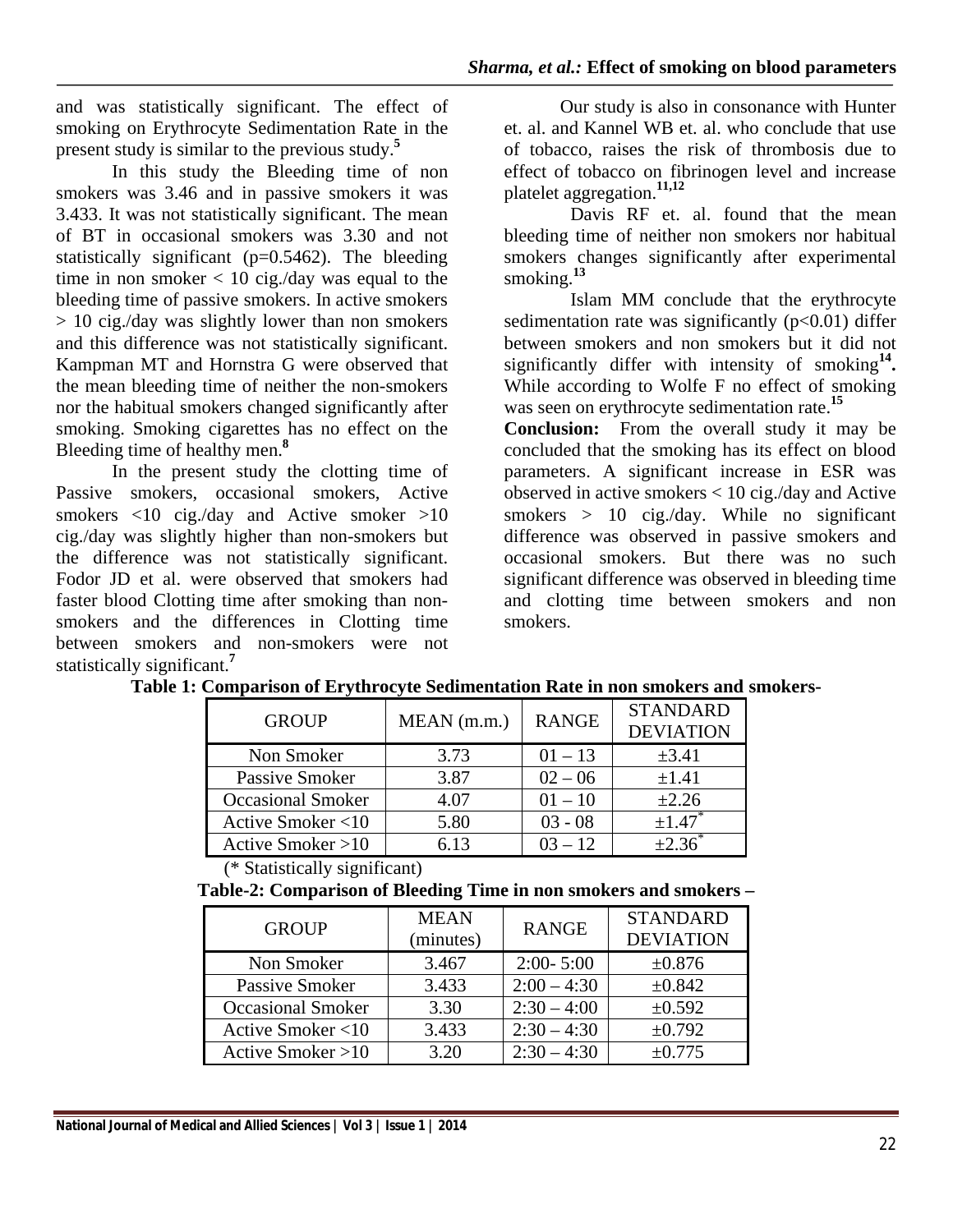and was statistically significant. The effect of smoking on Erythrocyte Sedimentation Rate in the present study is similar to the previous study.[5]

In this study the Bleeding time of non smokers was 3.46 and in passive smokers it was 3.433. It was not statistically significant. The mean of BT in occasional smokers was 3.30 and not statistically significant ($p=0.5462$). The bleeding time in non smoker < 10 cig./day was equal to the bleeding time of passive smokers. In active smokers > 10 cig./day was slightly lower than non smokers and this difference was not statistically significant. Kampman MT and Hornstra G were observed that the mean bleeding time of neither the non-smokers nor the habitual smokers changed significantly after smoking. Smoking cigarettes has no effect on the Bleeding time of healthy men.[8]

In the present study the clotting time of Passive smokers, occasional smokers, Active smokers <10 cig./day and Active smoker >10 cig./day was slightly higher than non-smokers but the difference was not statistically significant. Fodor JD et al. were observed that smokers had faster blood Clotting time after smoking than non-smokers and the differences in Clotting time between smokers and non-smokers were not statistically significant.[7]

Our study is also in consonance with Hunter et. al. and Kannel WB et. al. who conclude that use of tobacco, raises the risk of thrombosis due to effect of tobacco on fibrinogen level and increase platelet aggregation.[11,12]

Davis RF et. al. found that the mean bleeding time of neither non smokers nor habitual smokers changes significantly after experimental smoking.[13]

Islam MM conclude that the erythrocyte sedimentation rate was significantly ($p<0.01$) differ between smokers and non smokers but it did not significantly differ with intensity of smoking[14]. While according to Wolfe F no effect of smoking was seen on erythrocyte sedimentation rate.[15]

**Conclusion:** From the overall study it may be concluded that the smoking has its effect on blood parameters. A significant increase in ESR was observed in active smokers < 10 cig./day and Active smokers > 10 cig./day. While no significant difference was observed in passive smokers and occasional smokers. But there was no such significant difference was observed in bleeding time and clotting time between smokers and non smokers.

**Table 1: Comparison of Erythrocyte Sedimentation Rate in non smokers and smokers-**

| GROUP | MEAN (m.m.) | RANGE | STANDARD DEVIATION |
|---|---|---|---|
| Non Smoker | 3.73 | 01 – 13 | ±3.41 |
| Passive Smoker | 3.87 | 02 – 06 | ±1.41 |
| Occasional Smoker | 4.07 | 01 – 10 | ±2.26 |
| Active Smoker <10 | 5.80 | 03 - 08 | ±1.47* |
| Active Smoker >10 | 6.13 | 03 – 12 | ±2.36* |

(* Statistically significant)

**Table-2: Comparison of Bleeding Time in non smokers and smokers –**

| GROUP | MEAN (minutes) | RANGE | STANDARD DEVIATION |
|---|---|---|---|
| Non Smoker | 3.467 | 2:00- 5:00 | ±0.876 |
| Passive Smoker | 3.433 | 2:00 – 4:30 | ±0.842 |
| Occasional Smoker | 3.30 | 2:30 – 4:00 | ±0.592 |
| Active Smoker <10 | 3.433 | 2:30 – 4:30 | ±0.792 |
| Active Smoker >10 | 3.20 | 2:30 – 4:30 | ±0.775 |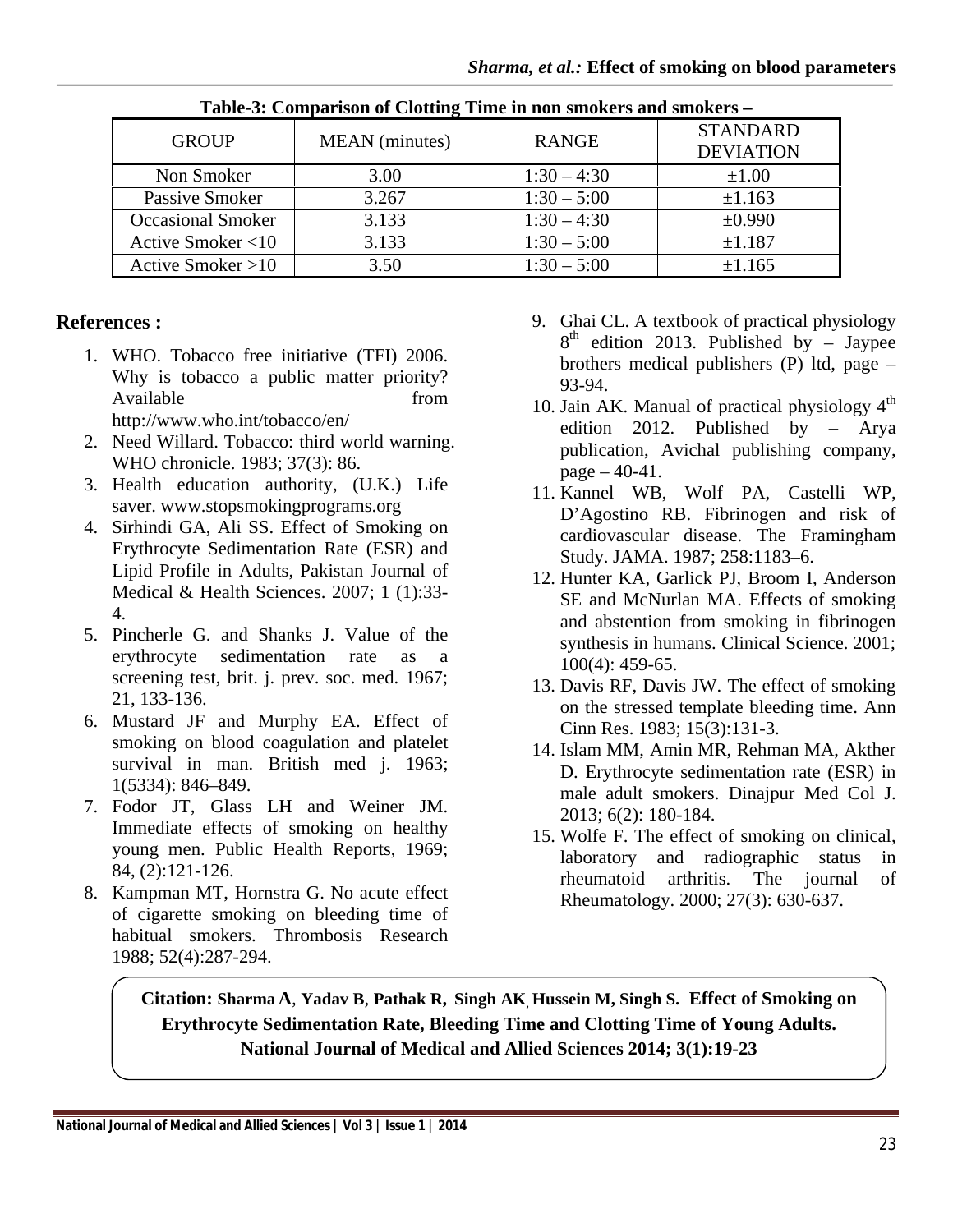**Table-3: Comparison of Clotting Time in non smokers and smokers –**

| GROUP | MEAN (minutes) | RANGE | STANDARD DEVIATION |
|---|---|---|---|
| Non Smoker | 3.00 | 1:30 – 4:30 | ±1.00 |
| Passive Smoker | 3.267 | 1:30 – 5:00 | ±1.163 |
| Occasional Smoker | 3.133 | 1:30 – 4:30 | ±0.990 |
| Active Smoker <10 | 3.133 | 1:30 – 5:00 | ±1.187 |
| Active Smoker >10 | 3.50 | 1:30 – 5:00 | ±1.165 |

## References :

1. WHO. Tobacco free initiative (TFI) 2006. Why is tobacco a public matter priority? Available from http://www.who.int/tobacco/en/
2. Need Willard. Tobacco: third world warning. WHO chronicle. 1983; 37(3): 86.
3. Health education authority, (U.K.) Life saver. www.stopsmokingprograms.org
4. Sirhindi GA, Ali SS. Effect of Smoking on Erythrocyte Sedimentation Rate (ESR) and Lipid Profile in Adults, Pakistan Journal of Medical & Health Sciences. 2007; 1 (1):33-4.
5. Pincherle G. and Shanks J. Value of the erythrocyte sedimentation rate as a screening test, brit. j. prev. soc. med. 1967; 21, 133-136.
6. Mustard JF and Murphy EA. Effect of smoking on blood coagulation and platelet survival in man. British med j. 1963; 1(5334): 846–849.
7. Fodor JT, Glass LH and Weiner JM. Immediate effects of smoking on healthy young men. Public Health Reports, 1969; 84, (2):121-126.
8. Kampman MT, Hornstra G. No acute effect of cigarette smoking on bleeding time of habitual smokers. Thrombosis Research 1988; 52(4):287-294.
9. Ghai CL. A textbook of practical physiology 8th edition 2013. Published by – Jaypee brothers medical publishers (P) ltd, page – 93-94.
10. Jain AK. Manual of practical physiology 4th edition 2012. Published by – Arya publication, Avichal publishing company, page – 40-41.
11. Kannel WB, Wolf PA, Castelli WP, D'Agostino RB. Fibrinogen and risk of cardiovascular disease. The Framingham Study. JAMA. 1987; 258:1183–6.
12. Hunter KA, Garlick PJ, Broom I, Anderson SE and McNurlan MA. Effects of smoking and abstention from smoking in fibrinogen synthesis in humans. Clinical Science. 2001; 100(4): 459-65.
13. Davis RF, Davis JW. The effect of smoking on the stressed template bleeding time. Ann Cinn Res. 1983; 15(3):131-3.
14. Islam MM, Amin MR, Rehman MA, Akther D. Erythrocyte sedimentation rate (ESR) in male adult smokers. Dinajpur Med Col J. 2013; 6(2): 180-184.
15. Wolfe F. The effect of smoking on clinical, laboratory and radiographic status in rheumatoid arthritis. The journal of Rheumatology. 2000; 27(3): 630-637.

**Citation: Sharma A, Yadav B, Pathak R, Singh AK, Hussein M, Singh S. Effect of Smoking on Erythrocyte Sedimentation Rate, Bleeding Time and Clotting Time of Young Adults. National Journal of Medical and Allied Sciences 2014; 3(1):19-23**